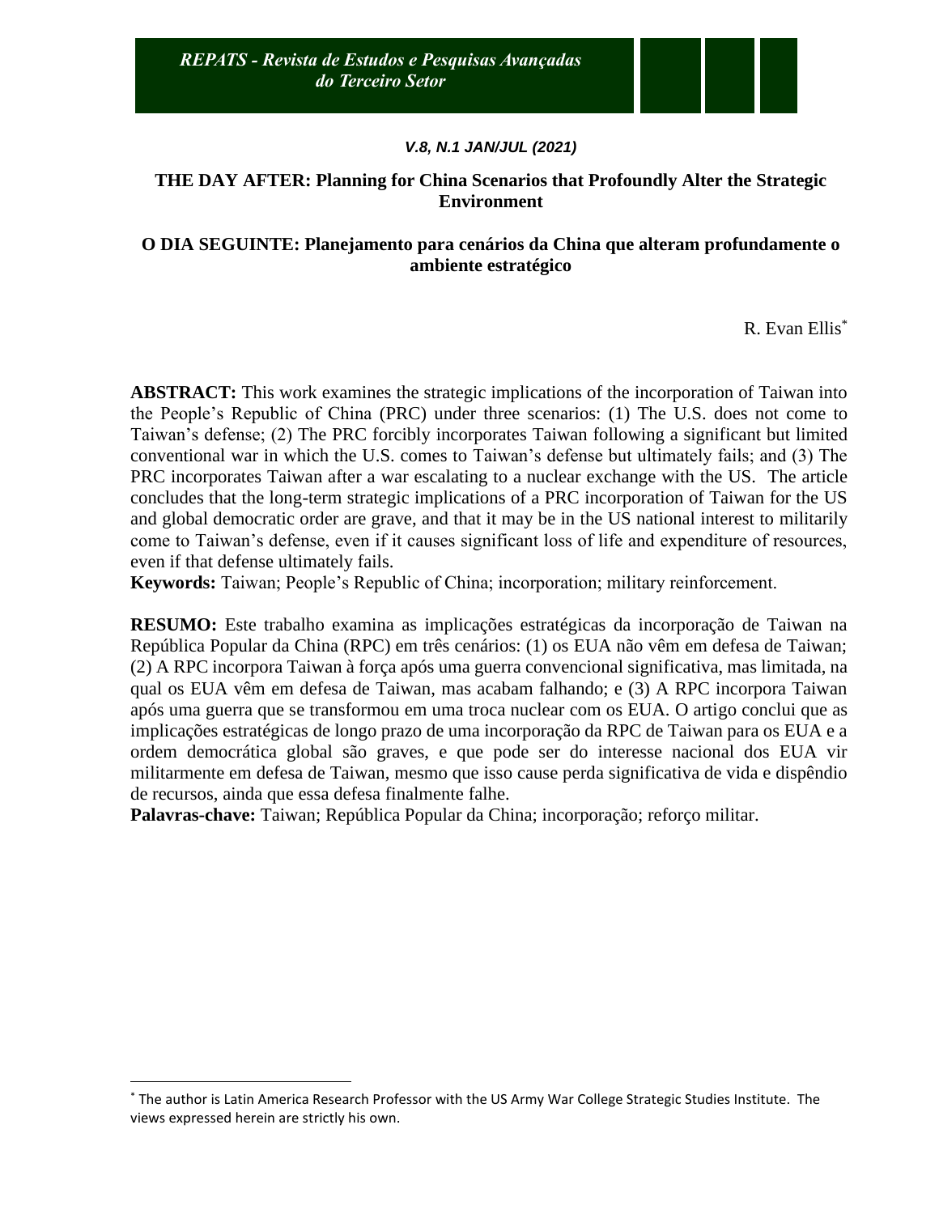# THE DAY AFTER: Planning for China Scenarios that Profoundly Alter the Strategic Environment

# O DIA SEGUINTE: Planejamento para cenários da China que alteram profundamente o ambiente estratégico

R. Evan Ellis[*]

**ABSTRACT:** This work examines the strategic implications of the incorporation of Taiwan into the People's Republic of China (PRC) under three scenarios: (1) The U.S. does not come to Taiwan's defense; (2) The PRC forcibly incorporates Taiwan following a significant but limited conventional war in which the U.S. comes to Taiwan's defense but ultimately fails; and (3) The PRC incorporates Taiwan after a war escalating to a nuclear exchange with the US. The article concludes that the long-term strategic implications of a PRC incorporation of Taiwan for the US and global democratic order are grave, and that it may be in the US national interest to militarily come to Taiwan's defense, even if it causes significant loss of life and expenditure of resources, even if that defense ultimately fails.

**Keywords:** Taiwan; People's Republic of China; incorporation; military reinforcement.

**RESUMO:** Este trabalho examina as implicações estratégicas da incorporação de Taiwan na República Popular da China (RPC) em três cenários: (1) os EUA não vêm em defesa de Taiwan; (2) A RPC incorpora Taiwan à força após uma guerra convencional significativa, mas limitada, na qual os EUA vêm em defesa de Taiwan, mas acabam falhando; e (3) A RPC incorpora Taiwan após uma guerra que se transformou em uma troca nuclear com os EUA. O artigo conclui que as implicações estratégicas de longo prazo de uma incorporação da RPC de Taiwan para os EUA e a ordem democrática global são graves, e que pode ser do interesse nacional dos EUA vir militarmente em defesa de Taiwan, mesmo que isso cause perda significativa de vida e dispêndio de recursos, ainda que essa defesa finalmente falhe.

**Palavras-chave:** Taiwan; República Popular da China; incorporação; reforço militar.

---

[*] The author is Latin America Research Professor with the US Army War College Strategic Studies Institute. The views expressed herein are strictly his own.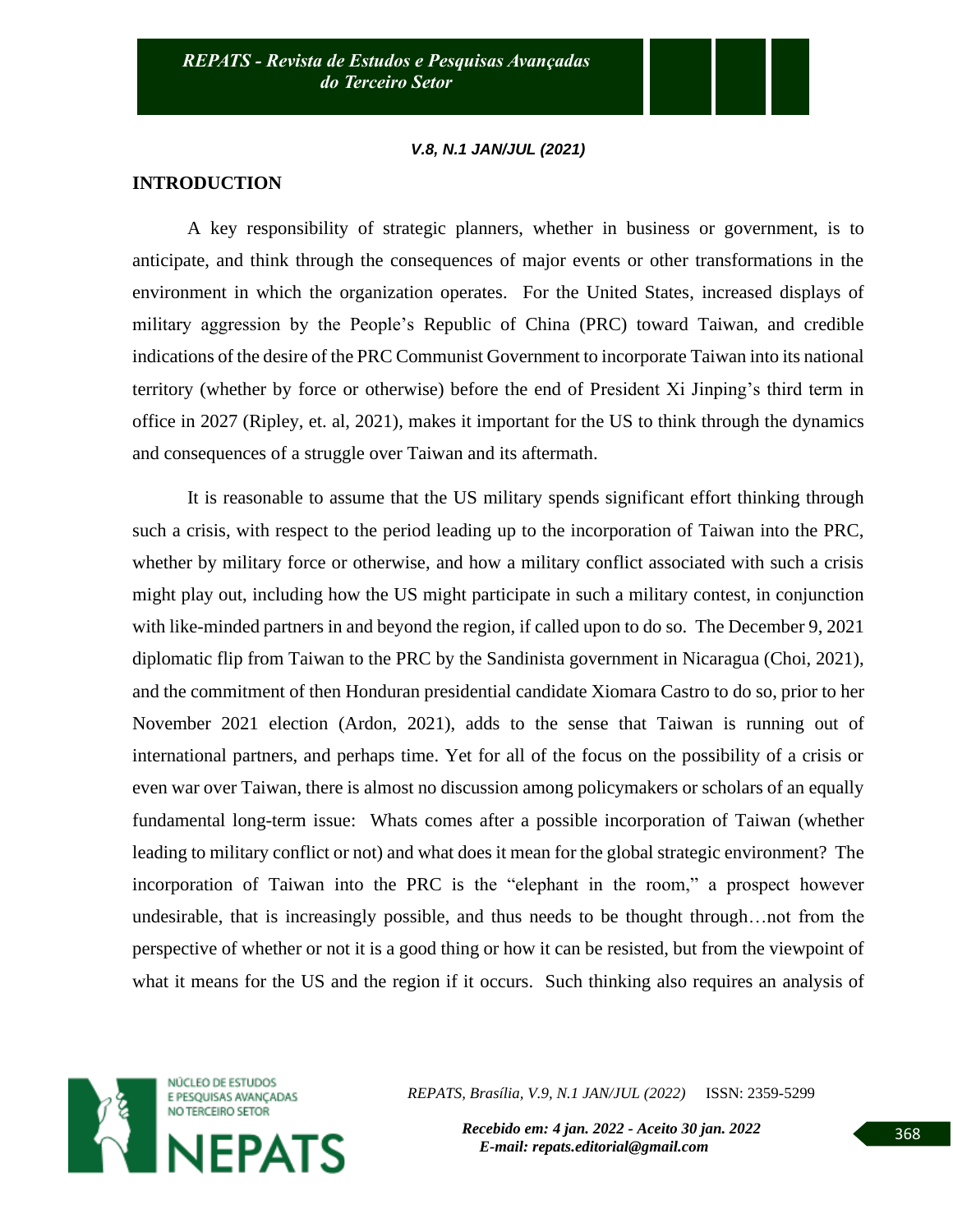## INTRODUCTION

A key responsibility of strategic planners, whether in business or government, is to anticipate, and think through the consequences of major events or other transformations in the environment in which the organization operates. For the United States, increased displays of military aggression by the People's Republic of China (PRC) toward Taiwan, and credible indications of the desire of the PRC Communist Government to incorporate Taiwan into its national territory (whether by force or otherwise) before the end of President Xi Jinping's third term in office in 2027 (Ripley, et. al, 2021), makes it important for the US to think through the dynamics and consequences of a struggle over Taiwan and its aftermath.

It is reasonable to assume that the US military spends significant effort thinking through such a crisis, with respect to the period leading up to the incorporation of Taiwan into the PRC, whether by military force or otherwise, and how a military conflict associated with such a crisis might play out, including how the US might participate in such a military contest, in conjunction with like-minded partners in and beyond the region, if called upon to do so. The December 9, 2021 diplomatic flip from Taiwan to the PRC by the Sandinista government in Nicaragua (Choi, 2021), and the commitment of then Honduran presidential candidate Xiomara Castro to do so, prior to her November 2021 election (Ardon, 2021), adds to the sense that Taiwan is running out of international partners, and perhaps time. Yet for all of the focus on the possibility of a crisis or even war over Taiwan, there is almost no discussion among policymakers or scholars of an equally fundamental long-term issue: Whats comes after a possible incorporation of Taiwan (whether leading to military conflict or not) and what does it mean for the global strategic environment? The incorporation of Taiwan into the PRC is the "elephant in the room," a prospect however undesirable, that is increasingly possible, and thus needs to be thought through…not from the perspective of whether or not it is a good thing or how it can be resisted, but from the viewpoint of what it means for the US and the region if it occurs. Such thinking also requires an analysis of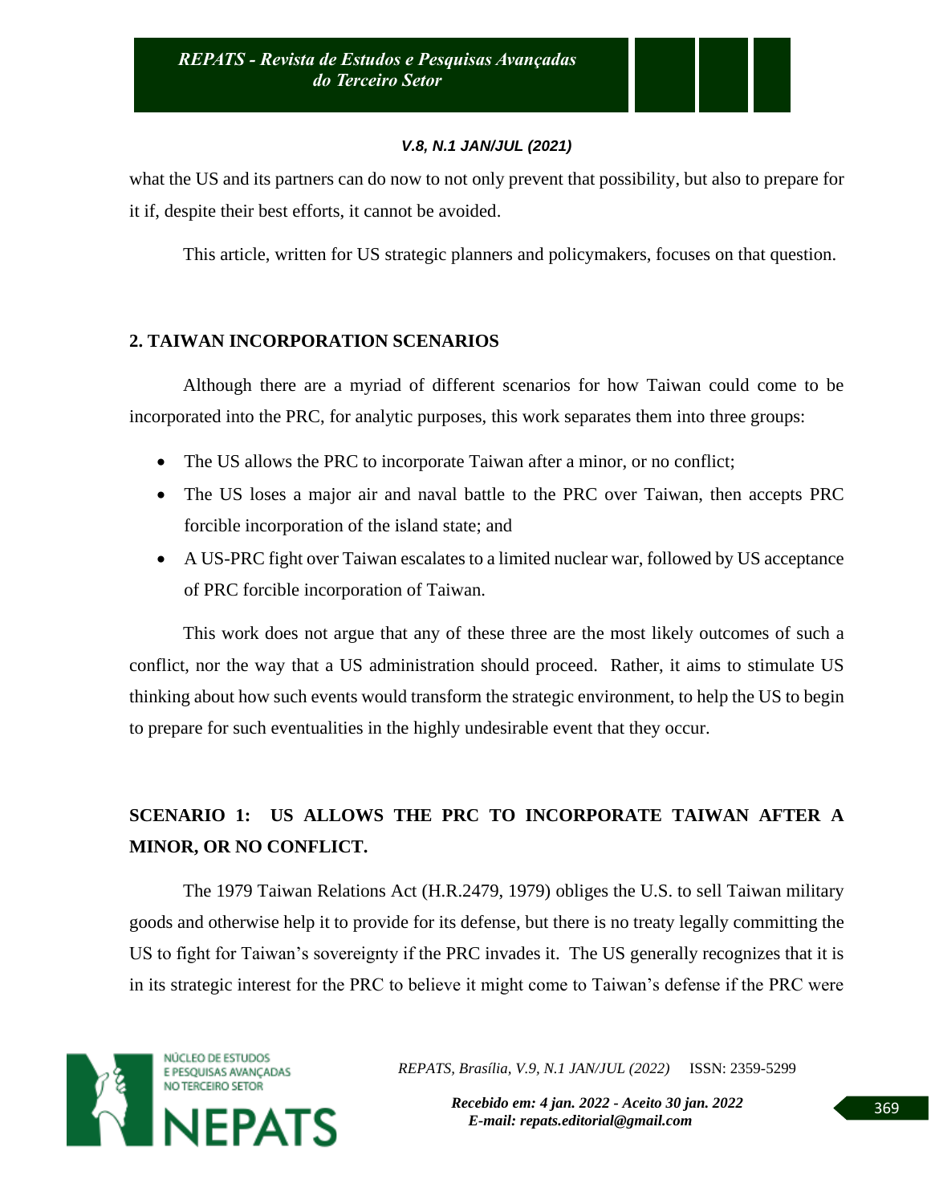what the US and its partners can do now to not only prevent that possibility, but also to prepare for it if, despite their best efforts, it cannot be avoided.

This article, written for US strategic planners and policymakers, focuses on that question.

## 2. TAIWAN INCORPORATION SCENARIOS

Although there are a myriad of different scenarios for how Taiwan could come to be incorporated into the PRC, for analytic purposes, this work separates them into three groups:

- The US allows the PRC to incorporate Taiwan after a minor, or no conflict;
- The US loses a major air and naval battle to the PRC over Taiwan, then accepts PRC forcible incorporation of the island state; and
- A US-PRC fight over Taiwan escalates to a limited nuclear war, followed by US acceptance of PRC forcible incorporation of Taiwan.

This work does not argue that any of these three are the most likely outcomes of such a conflict, nor the way that a US administration should proceed. Rather, it aims to stimulate US thinking about how such events would transform the strategic environment, to help the US to begin to prepare for such eventualities in the highly undesirable event that they occur.

## SCENARIO 1: US ALLOWS THE PRC TO INCORPORATE TAIWAN AFTER A MINOR, OR NO CONFLICT.

The 1979 Taiwan Relations Act (H.R.2479, 1979) obliges the U.S. to sell Taiwan military goods and otherwise help it to provide for its defense, but there is no treaty legally committing the US to fight for Taiwan's sovereignty if the PRC invades it. The US generally recognizes that it is in its strategic interest for the PRC to believe it might come to Taiwan's defense if the PRC were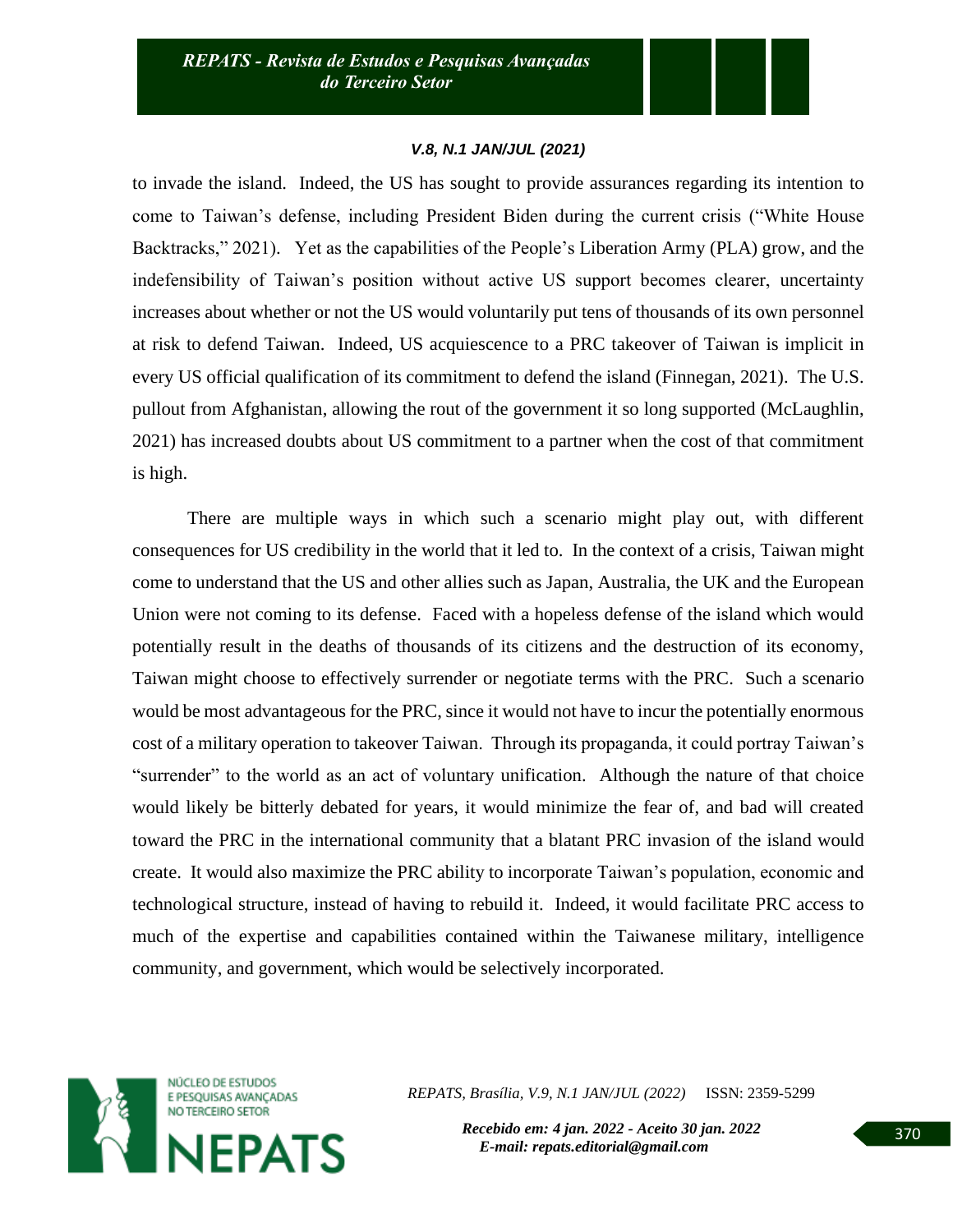to invade the island. Indeed, the US has sought to provide assurances regarding its intention to come to Taiwan's defense, including President Biden during the current crisis ("White House Backtracks," 2021). Yet as the capabilities of the People's Liberation Army (PLA) grow, and the indefensibility of Taiwan's position without active US support becomes clearer, uncertainty increases about whether or not the US would voluntarily put tens of thousands of its own personnel at risk to defend Taiwan. Indeed, US acquiescence to a PRC takeover of Taiwan is implicit in every US official qualification of its commitment to defend the island (Finnegan, 2021). The U.S. pullout from Afghanistan, allowing the rout of the government it so long supported (McLaughlin, 2021) has increased doubts about US commitment to a partner when the cost of that commitment is high.

There are multiple ways in which such a scenario might play out, with different consequences for US credibility in the world that it led to. In the context of a crisis, Taiwan might come to understand that the US and other allies such as Japan, Australia, the UK and the European Union were not coming to its defense. Faced with a hopeless defense of the island which would potentially result in the deaths of thousands of its citizens and the destruction of its economy, Taiwan might choose to effectively surrender or negotiate terms with the PRC. Such a scenario would be most advantageous for the PRC, since it would not have to incur the potentially enormous cost of a military operation to takeover Taiwan. Through its propaganda, it could portray Taiwan's "surrender" to the world as an act of voluntary unification. Although the nature of that choice would likely be bitterly debated for years, it would minimize the fear of, and bad will created toward the PRC in the international community that a blatant PRC invasion of the island would create. It would also maximize the PRC ability to incorporate Taiwan's population, economic and technological structure, instead of having to rebuild it. Indeed, it would facilitate PRC access to much of the expertise and capabilities contained within the Taiwanese military, intelligence community, and government, which would be selectively incorporated.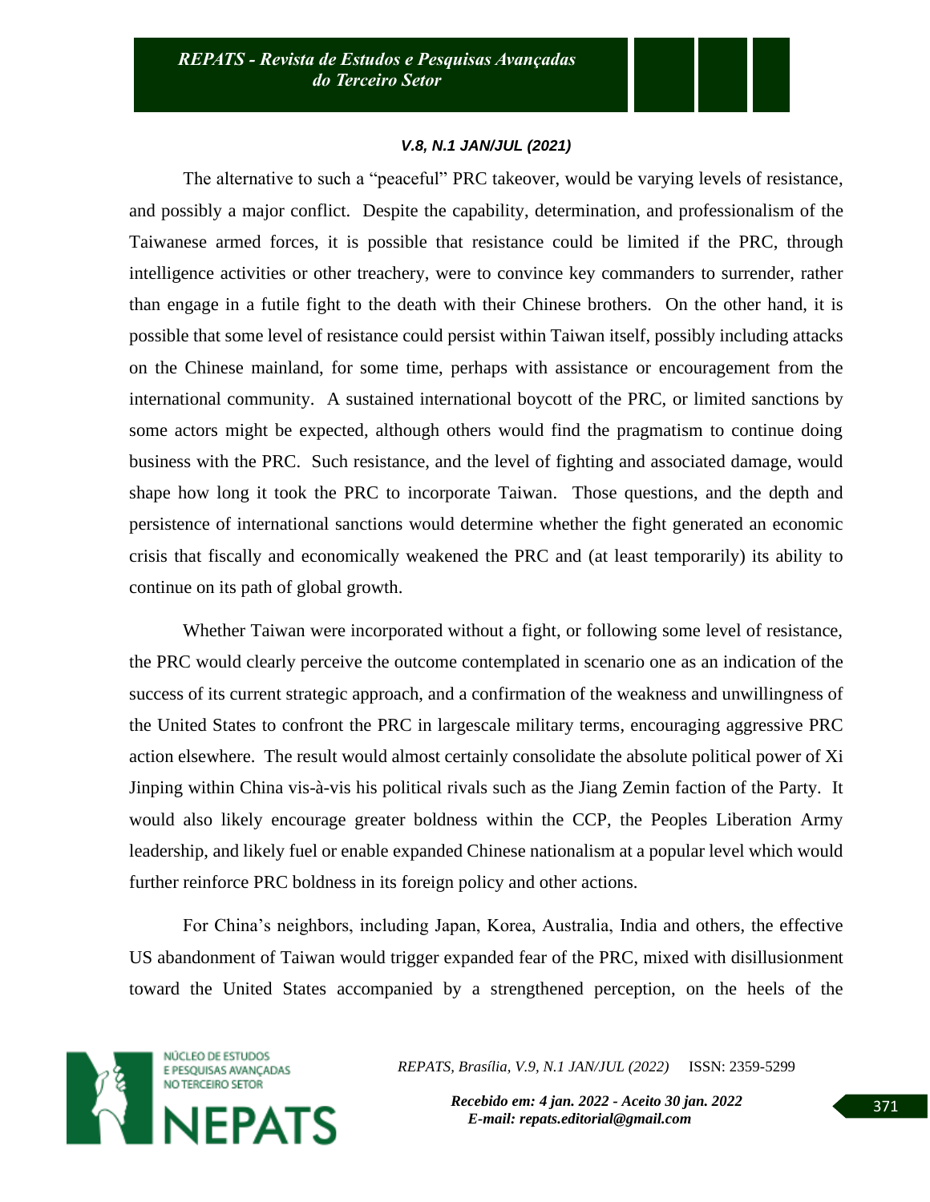The alternative to such a "peaceful" PRC takeover, would be varying levels of resistance, and possibly a major conflict. Despite the capability, determination, and professionalism of the Taiwanese armed forces, it is possible that resistance could be limited if the PRC, through intelligence activities or other treachery, were to convince key commanders to surrender, rather than engage in a futile fight to the death with their Chinese brothers. On the other hand, it is possible that some level of resistance could persist within Taiwan itself, possibly including attacks on the Chinese mainland, for some time, perhaps with assistance or encouragement from the international community. A sustained international boycott of the PRC, or limited sanctions by some actors might be expected, although others would find the pragmatism to continue doing business with the PRC. Such resistance, and the level of fighting and associated damage, would shape how long it took the PRC to incorporate Taiwan. Those questions, and the depth and persistence of international sanctions would determine whether the fight generated an economic crisis that fiscally and economically weakened the PRC and (at least temporarily) its ability to continue on its path of global growth.

Whether Taiwan were incorporated without a fight, or following some level of resistance, the PRC would clearly perceive the outcome contemplated in scenario one as an indication of the success of its current strategic approach, and a confirmation of the weakness and unwillingness of the United States to confront the PRC in largescale military terms, encouraging aggressive PRC action elsewhere. The result would almost certainly consolidate the absolute political power of Xi Jinping within China vis-à-vis his political rivals such as the Jiang Zemin faction of the Party. It would also likely encourage greater boldness within the CCP, the Peoples Liberation Army leadership, and likely fuel or enable expanded Chinese nationalism at a popular level which would further reinforce PRC boldness in its foreign policy and other actions.

For China's neighbors, including Japan, Korea, Australia, India and others, the effective US abandonment of Taiwan would trigger expanded fear of the PRC, mixed with disillusionment toward the United States accompanied by a strengthened perception, on the heels of the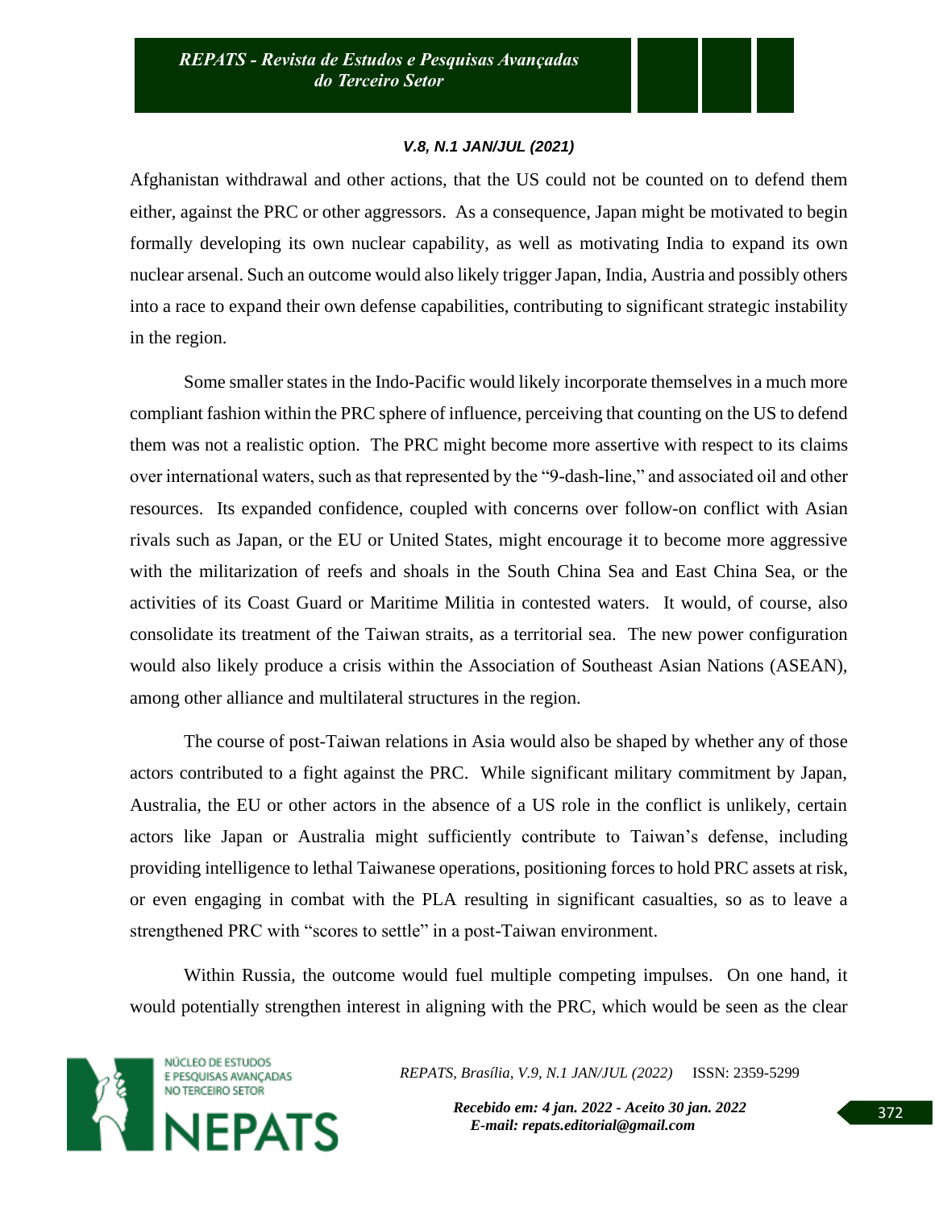Afghanistan withdrawal and other actions, that the US could not be counted on to defend them either, against the PRC or other aggressors. As a consequence, Japan might be motivated to begin formally developing its own nuclear capability, as well as motivating India to expand its own nuclear arsenal. Such an outcome would also likely trigger Japan, India, Austria and possibly others into a race to expand their own defense capabilities, contributing to significant strategic instability in the region.

Some smaller states in the Indo-Pacific would likely incorporate themselves in a much more compliant fashion within the PRC sphere of influence, perceiving that counting on the US to defend them was not a realistic option. The PRC might become more assertive with respect to its claims over international waters, such as that represented by the "9-dash-line," and associated oil and other resources. Its expanded confidence, coupled with concerns over follow-on conflict with Asian rivals such as Japan, or the EU or United States, might encourage it to become more aggressive with the militarization of reefs and shoals in the South China Sea and East China Sea, or the activities of its Coast Guard or Maritime Militia in contested waters. It would, of course, also consolidate its treatment of the Taiwan straits, as a territorial sea. The new power configuration would also likely produce a crisis within the Association of Southeast Asian Nations (ASEAN), among other alliance and multilateral structures in the region.

The course of post-Taiwan relations in Asia would also be shaped by whether any of those actors contributed to a fight against the PRC. While significant military commitment by Japan, Australia, the EU or other actors in the absence of a US role in the conflict is unlikely, certain actors like Japan or Australia might sufficiently contribute to Taiwan's defense, including providing intelligence to lethal Taiwanese operations, positioning forces to hold PRC assets at risk, or even engaging in combat with the PLA resulting in significant casualties, so as to leave a strengthened PRC with "scores to settle" in a post-Taiwan environment.

Within Russia, the outcome would fuel multiple competing impulses. On one hand, it would potentially strengthen interest in aligning with the PRC, which would be seen as the clear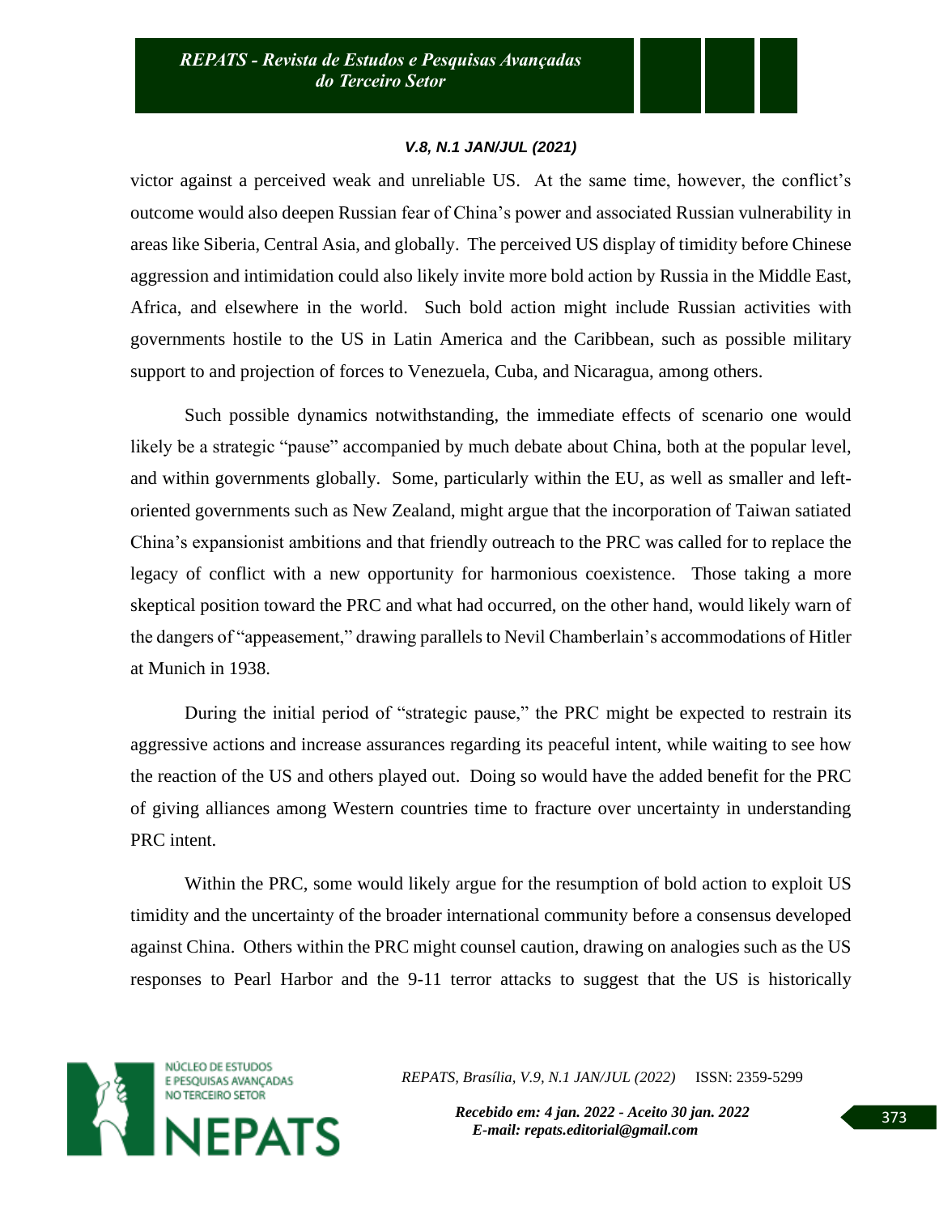victor against a perceived weak and unreliable US. At the same time, however, the conflict's outcome would also deepen Russian fear of China's power and associated Russian vulnerability in areas like Siberia, Central Asia, and globally. The perceived US display of timidity before Chinese aggression and intimidation could also likely invite more bold action by Russia in the Middle East, Africa, and elsewhere in the world. Such bold action might include Russian activities with governments hostile to the US in Latin America and the Caribbean, such as possible military support to and projection of forces to Venezuela, Cuba, and Nicaragua, among others.

Such possible dynamics notwithstanding, the immediate effects of scenario one would likely be a strategic "pause" accompanied by much debate about China, both at the popular level, and within governments globally. Some, particularly within the EU, as well as smaller and left-oriented governments such as New Zealand, might argue that the incorporation of Taiwan satiated China's expansionist ambitions and that friendly outreach to the PRC was called for to replace the legacy of conflict with a new opportunity for harmonious coexistence. Those taking a more skeptical position toward the PRC and what had occurred, on the other hand, would likely warn of the dangers of "appeasement," drawing parallels to Nevil Chamberlain's accommodations of Hitler at Munich in 1938.

During the initial period of "strategic pause," the PRC might be expected to restrain its aggressive actions and increase assurances regarding its peaceful intent, while waiting to see how the reaction of the US and others played out. Doing so would have the added benefit for the PRC of giving alliances among Western countries time to fracture over uncertainty in understanding PRC intent.

Within the PRC, some would likely argue for the resumption of bold action to exploit US timidity and the uncertainty of the broader international community before a consensus developed against China. Others within the PRC might counsel caution, drawing on analogies such as the US responses to Pearl Harbor and the 9-11 terror attacks to suggest that the US is historically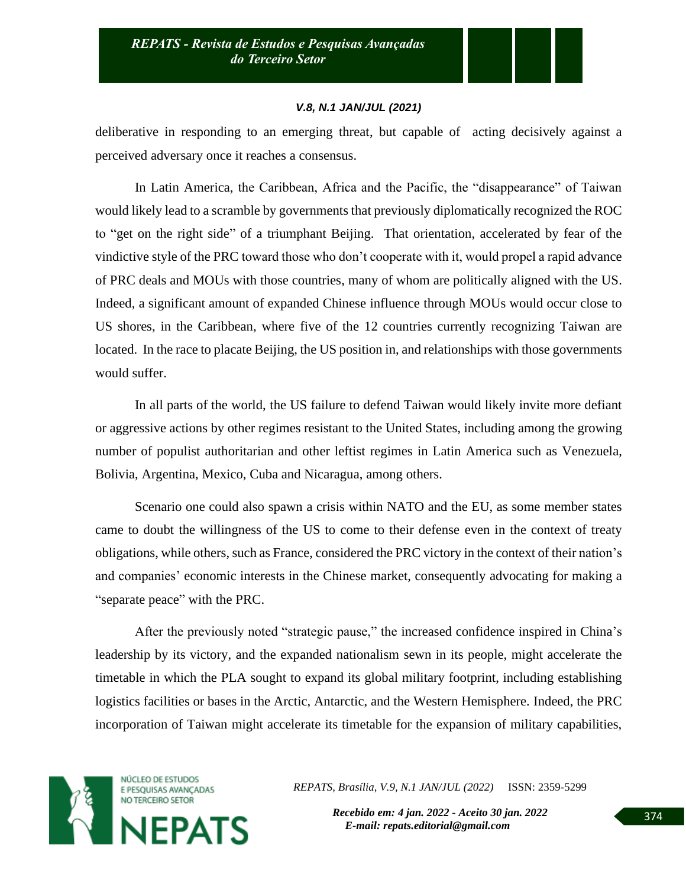deliberative in responding to an emerging threat, but capable of acting decisively against a perceived adversary once it reaches a consensus.

In Latin America, the Caribbean, Africa and the Pacific, the "disappearance" of Taiwan would likely lead to a scramble by governments that previously diplomatically recognized the ROC to "get on the right side" of a triumphant Beijing. That orientation, accelerated by fear of the vindictive style of the PRC toward those who don't cooperate with it, would propel a rapid advance of PRC deals and MOUs with those countries, many of whom are politically aligned with the US. Indeed, a significant amount of expanded Chinese influence through MOUs would occur close to US shores, in the Caribbean, where five of the 12 countries currently recognizing Taiwan are located. In the race to placate Beijing, the US position in, and relationships with those governments would suffer.

In all parts of the world, the US failure to defend Taiwan would likely invite more defiant or aggressive actions by other regimes resistant to the United States, including among the growing number of populist authoritarian and other leftist regimes in Latin America such as Venezuela, Bolivia, Argentina, Mexico, Cuba and Nicaragua, among others.

Scenario one could also spawn a crisis within NATO and the EU, as some member states came to doubt the willingness of the US to come to their defense even in the context of treaty obligations, while others, such as France, considered the PRC victory in the context of their nation's and companies' economic interests in the Chinese market, consequently advocating for making a "separate peace" with the PRC.

After the previously noted "strategic pause," the increased confidence inspired in China's leadership by its victory, and the expanded nationalism sewn in its people, might accelerate the timetable in which the PLA sought to expand its global military footprint, including establishing logistics facilities or bases in the Arctic, Antarctic, and the Western Hemisphere. Indeed, the PRC incorporation of Taiwan might accelerate its timetable for the expansion of military capabilities,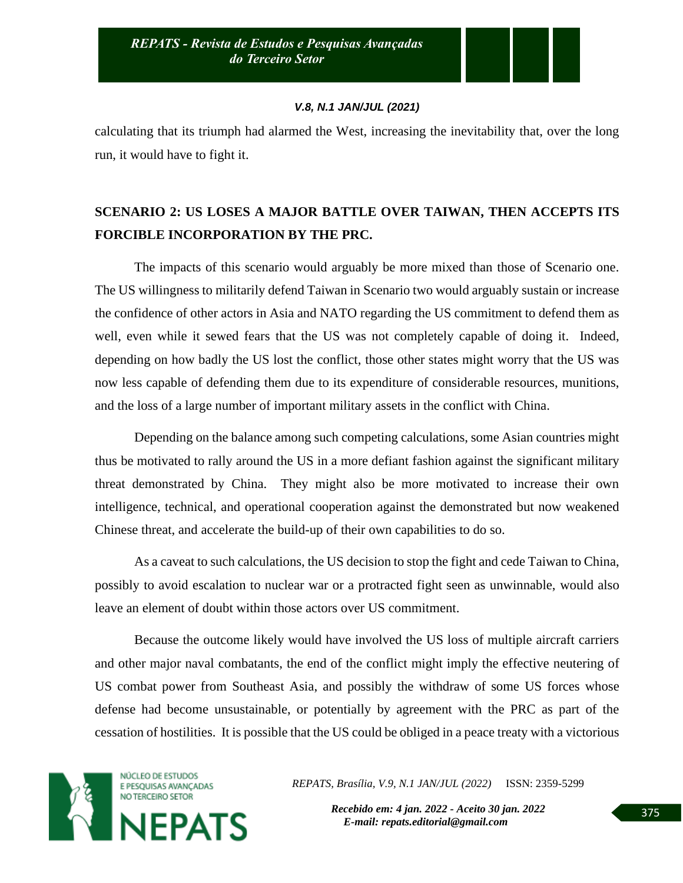calculating that its triumph had alarmed the West, increasing the inevitability that, over the long run, it would have to fight it.

## SCENARIO 2: US LOSES A MAJOR BATTLE OVER TAIWAN, THEN ACCEPTS ITS FORCIBLE INCORPORATION BY THE PRC.

The impacts of this scenario would arguably be more mixed than those of Scenario one. The US willingness to militarily defend Taiwan in Scenario two would arguably sustain or increase the confidence of other actors in Asia and NATO regarding the US commitment to defend them as well, even while it sewed fears that the US was not completely capable of doing it. Indeed, depending on how badly the US lost the conflict, those other states might worry that the US was now less capable of defending them due to its expenditure of considerable resources, munitions, and the loss of a large number of important military assets in the conflict with China.

Depending on the balance among such competing calculations, some Asian countries might thus be motivated to rally around the US in a more defiant fashion against the significant military threat demonstrated by China. They might also be more motivated to increase their own intelligence, technical, and operational cooperation against the demonstrated but now weakened Chinese threat, and accelerate the build-up of their own capabilities to do so.

As a caveat to such calculations, the US decision to stop the fight and cede Taiwan to China, possibly to avoid escalation to nuclear war or a protracted fight seen as unwinnable, would also leave an element of doubt within those actors over US commitment.

Because the outcome likely would have involved the US loss of multiple aircraft carriers and other major naval combatants, the end of the conflict might imply the effective neutering of US combat power from Southeast Asia, and possibly the withdraw of some US forces whose defense had become unsustainable, or potentially by agreement with the PRC as part of the cessation of hostilities. It is possible that the US could be obliged in a peace treaty with a victorious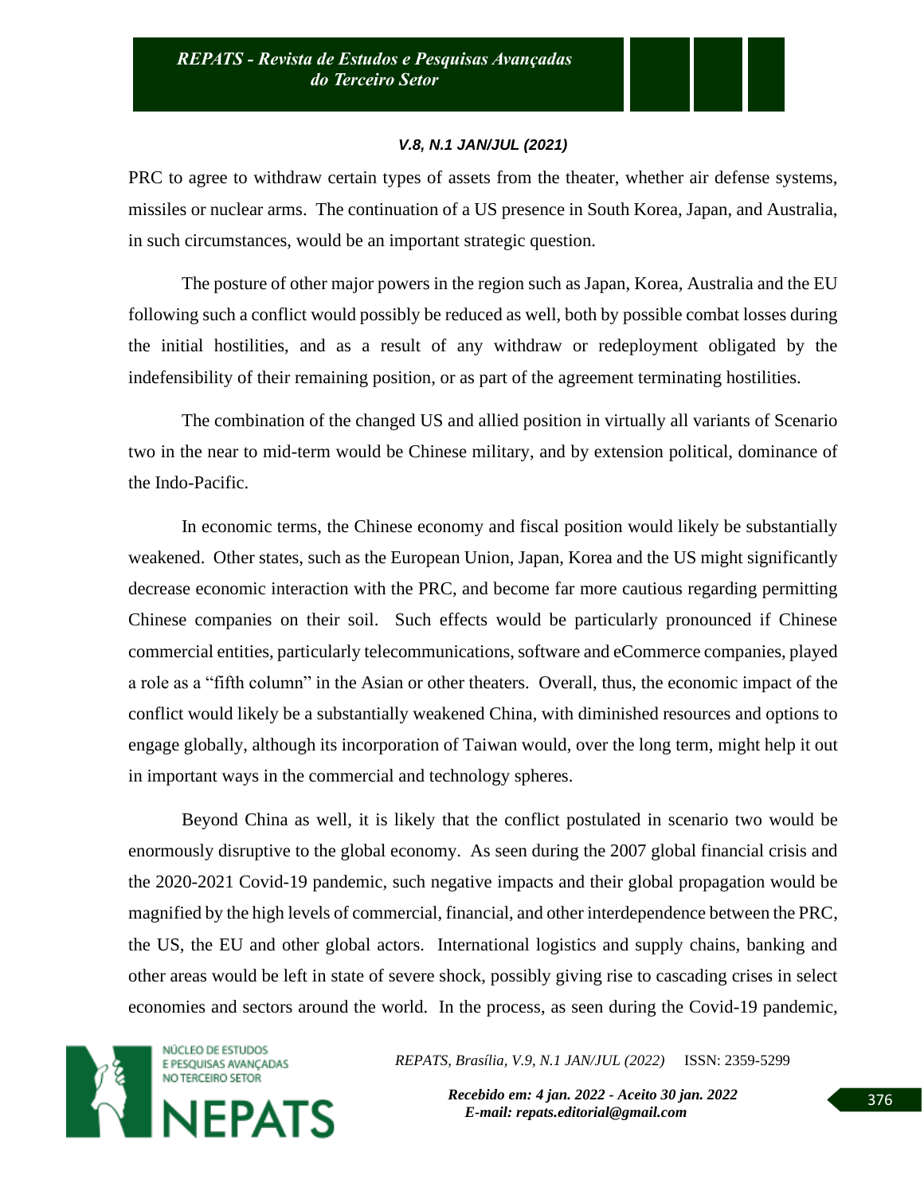PRC to agree to withdraw certain types of assets from the theater, whether air defense systems, missiles or nuclear arms. The continuation of a US presence in South Korea, Japan, and Australia, in such circumstances, would be an important strategic question.

The posture of other major powers in the region such as Japan, Korea, Australia and the EU following such a conflict would possibly be reduced as well, both by possible combat losses during the initial hostilities, and as a result of any withdraw or redeployment obligated by the indefensibility of their remaining position, or as part of the agreement terminating hostilities.

The combination of the changed US and allied position in virtually all variants of Scenario two in the near to mid-term would be Chinese military, and by extension political, dominance of the Indo-Pacific.

In economic terms, the Chinese economy and fiscal position would likely be substantially weakened. Other states, such as the European Union, Japan, Korea and the US might significantly decrease economic interaction with the PRC, and become far more cautious regarding permitting Chinese companies on their soil. Such effects would be particularly pronounced if Chinese commercial entities, particularly telecommunications, software and eCommerce companies, played a role as a "fifth column" in the Asian or other theaters. Overall, thus, the economic impact of the conflict would likely be a substantially weakened China, with diminished resources and options to engage globally, although its incorporation of Taiwan would, over the long term, might help it out in important ways in the commercial and technology spheres.

Beyond China as well, it is likely that the conflict postulated in scenario two would be enormously disruptive to the global economy. As seen during the 2007 global financial crisis and the 2020-2021 Covid-19 pandemic, such negative impacts and their global propagation would be magnified by the high levels of commercial, financial, and other interdependence between the PRC, the US, the EU and other global actors. International logistics and supply chains, banking and other areas would be left in state of severe shock, possibly giving rise to cascading crises in select economies and sectors around the world. In the process, as seen during the Covid-19 pandemic,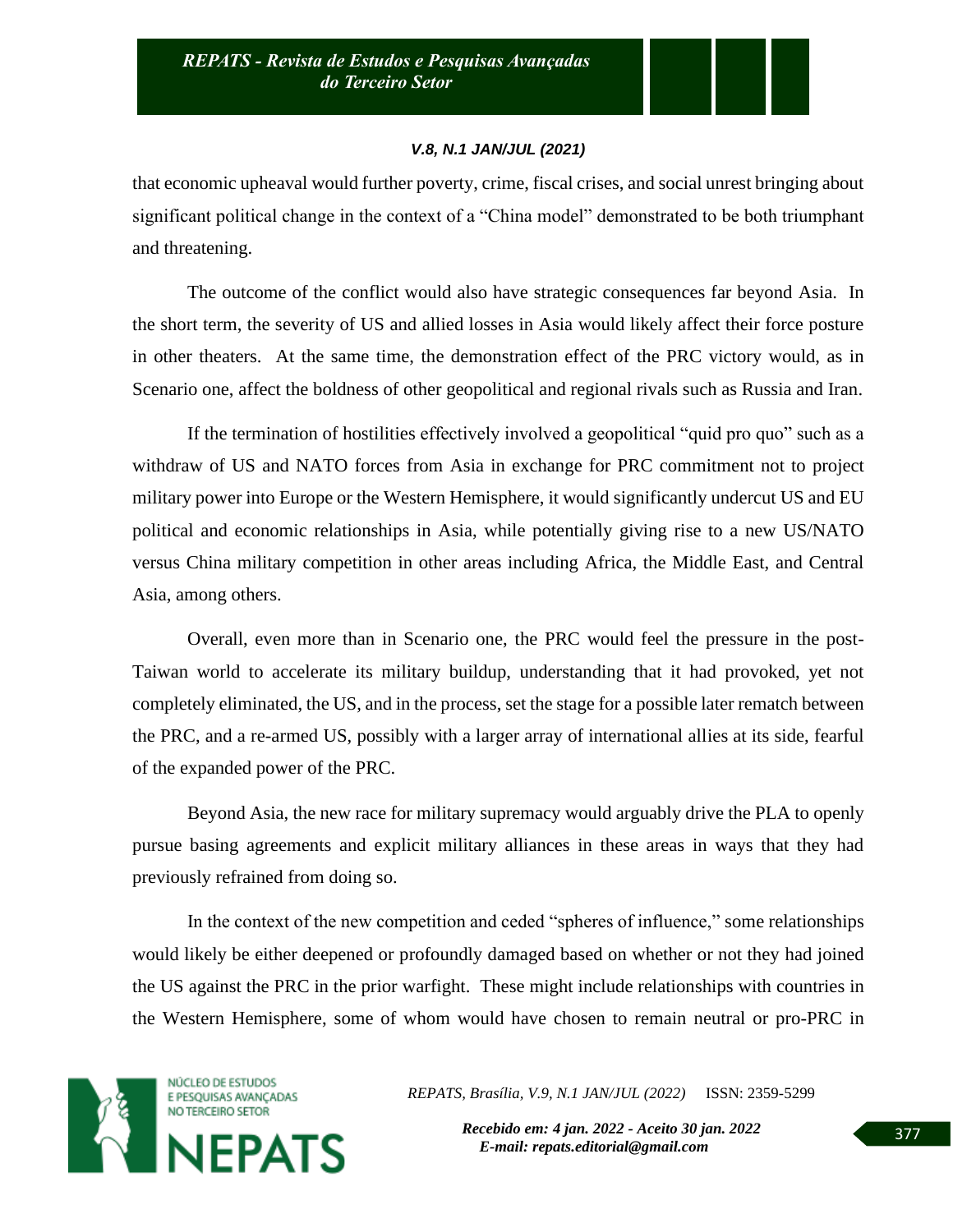that economic upheaval would further poverty, crime, fiscal crises, and social unrest bringing about significant political change in the context of a "China model" demonstrated to be both triumphant and threatening.

The outcome of the conflict would also have strategic consequences far beyond Asia. In the short term, the severity of US and allied losses in Asia would likely affect their force posture in other theaters. At the same time, the demonstration effect of the PRC victory would, as in Scenario one, affect the boldness of other geopolitical and regional rivals such as Russia and Iran.

If the termination of hostilities effectively involved a geopolitical "quid pro quo" such as a withdraw of US and NATO forces from Asia in exchange for PRC commitment not to project military power into Europe or the Western Hemisphere, it would significantly undercut US and EU political and economic relationships in Asia, while potentially giving rise to a new US/NATO versus China military competition in other areas including Africa, the Middle East, and Central Asia, among others.

Overall, even more than in Scenario one, the PRC would feel the pressure in the post-Taiwan world to accelerate its military buildup, understanding that it had provoked, yet not completely eliminated, the US, and in the process, set the stage for a possible later rematch between the PRC, and a re-armed US, possibly with a larger array of international allies at its side, fearful of the expanded power of the PRC.

Beyond Asia, the new race for military supremacy would arguably drive the PLA to openly pursue basing agreements and explicit military alliances in these areas in ways that they had previously refrained from doing so.

In the context of the new competition and ceded "spheres of influence," some relationships would likely be either deepened or profoundly damaged based on whether or not they had joined the US against the PRC in the prior warfight. These might include relationships with countries in the Western Hemisphere, some of whom would have chosen to remain neutral or pro-PRC in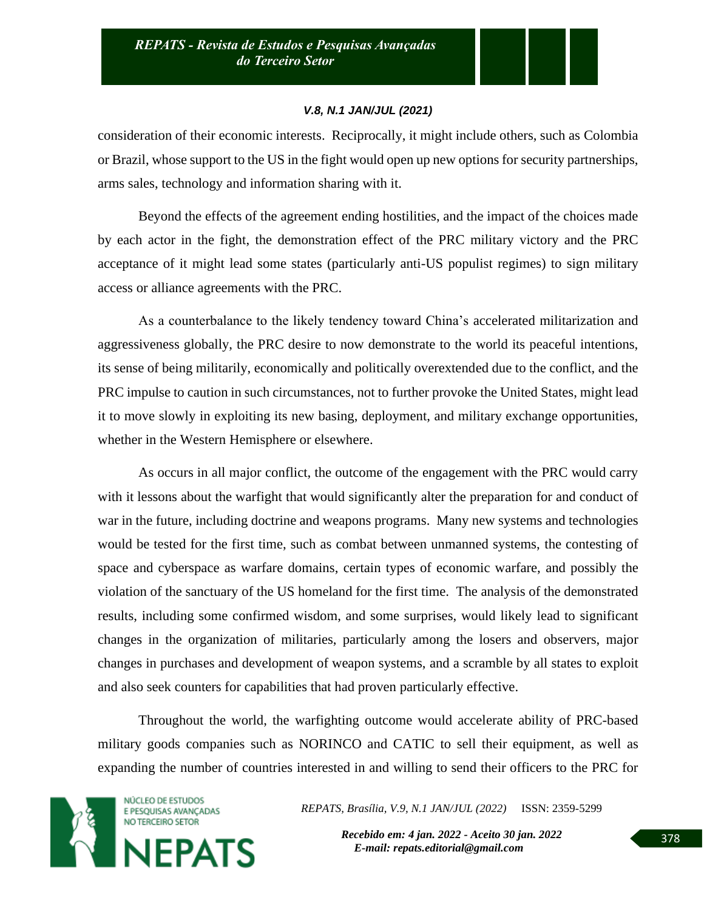consideration of their economic interests. Reciprocally, it might include others, such as Colombia or Brazil, whose support to the US in the fight would open up new options for security partnerships, arms sales, technology and information sharing with it.

Beyond the effects of the agreement ending hostilities, and the impact of the choices made by each actor in the fight, the demonstration effect of the PRC military victory and the PRC acceptance of it might lead some states (particularly anti-US populist regimes) to sign military access or alliance agreements with the PRC.

As a counterbalance to the likely tendency toward China's accelerated militarization and aggressiveness globally, the PRC desire to now demonstrate to the world its peaceful intentions, its sense of being militarily, economically and politically overextended due to the conflict, and the PRC impulse to caution in such circumstances, not to further provoke the United States, might lead it to move slowly in exploiting its new basing, deployment, and military exchange opportunities, whether in the Western Hemisphere or elsewhere.

As occurs in all major conflict, the outcome of the engagement with the PRC would carry with it lessons about the warfight that would significantly alter the preparation for and conduct of war in the future, including doctrine and weapons programs. Many new systems and technologies would be tested for the first time, such as combat between unmanned systems, the contesting of space and cyberspace as warfare domains, certain types of economic warfare, and possibly the violation of the sanctuary of the US homeland for the first time. The analysis of the demonstrated results, including some confirmed wisdom, and some surprises, would likely lead to significant changes in the organization of militaries, particularly among the losers and observers, major changes in purchases and development of weapon systems, and a scramble by all states to exploit and also seek counters for capabilities that had proven particularly effective.

Throughout the world, the warfighting outcome would accelerate ability of PRC-based military goods companies such as NORINCO and CATIC to sell their equipment, as well as expanding the number of countries interested in and willing to send their officers to the PRC for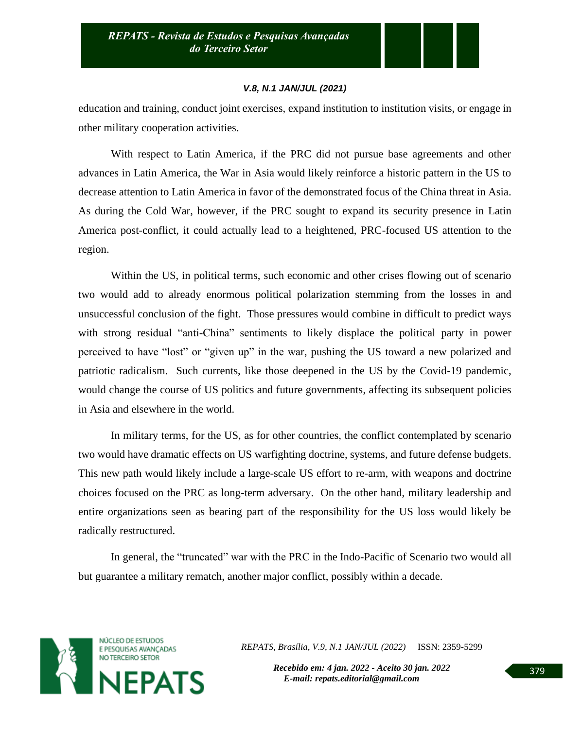education and training, conduct joint exercises, expand institution to institution visits, or engage in other military cooperation activities.

With respect to Latin America, if the PRC did not pursue base agreements and other advances in Latin America, the War in Asia would likely reinforce a historic pattern in the US to decrease attention to Latin America in favor of the demonstrated focus of the China threat in Asia. As during the Cold War, however, if the PRC sought to expand its security presence in Latin America post-conflict, it could actually lead to a heightened, PRC-focused US attention to the region.

Within the US, in political terms, such economic and other crises flowing out of scenario two would add to already enormous political polarization stemming from the losses in and unsuccessful conclusion of the fight. Those pressures would combine in difficult to predict ways with strong residual "anti-China" sentiments to likely displace the political party in power perceived to have "lost" or "given up" in the war, pushing the US toward a new polarized and patriotic radicalism. Such currents, like those deepened in the US by the Covid-19 pandemic, would change the course of US politics and future governments, affecting its subsequent policies in Asia and elsewhere in the world.

In military terms, for the US, as for other countries, the conflict contemplated by scenario two would have dramatic effects on US warfighting doctrine, systems, and future defense budgets. This new path would likely include a large-scale US effort to re-arm, with weapons and doctrine choices focused on the PRC as long-term adversary. On the other hand, military leadership and entire organizations seen as bearing part of the responsibility for the US loss would likely be radically restructured.

In general, the "truncated" war with the PRC in the Indo-Pacific of Scenario two would all but guarantee a military rematch, another major conflict, possibly within a decade.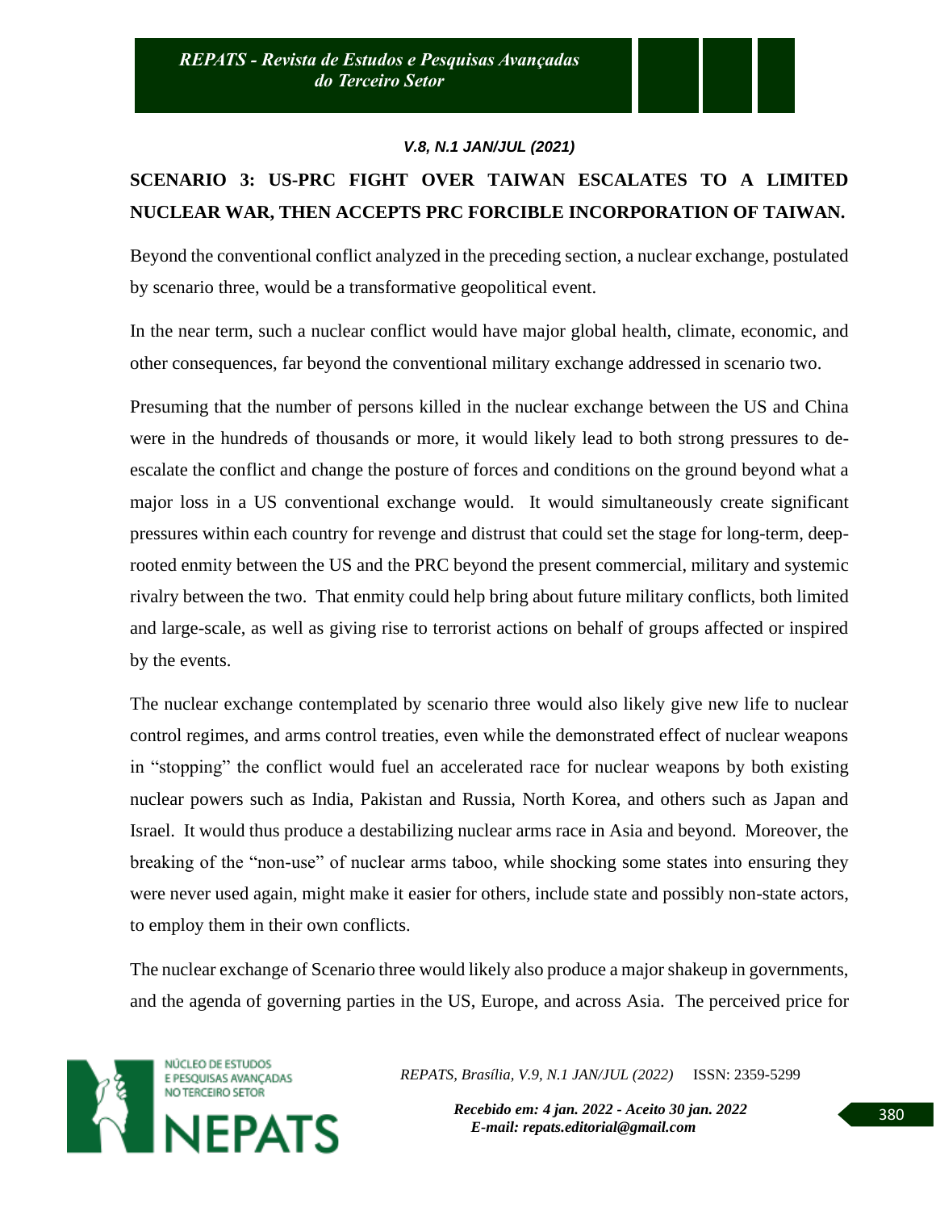## SCENARIO 3: US-PRC FIGHT OVER TAIWAN ESCALATES TO A LIMITED NUCLEAR WAR, THEN ACCEPTS PRC FORCIBLE INCORPORATION OF TAIWAN.

Beyond the conventional conflict analyzed in the preceding section, a nuclear exchange, postulated by scenario three, would be a transformative geopolitical event.

In the near term, such a nuclear conflict would have major global health, climate, economic, and other consequences, far beyond the conventional military exchange addressed in scenario two.

Presuming that the number of persons killed in the nuclear exchange between the US and China were in the hundreds of thousands or more, it would likely lead to both strong pressures to de-escalate the conflict and change the posture of forces and conditions on the ground beyond what a major loss in a US conventional exchange would. It would simultaneously create significant pressures within each country for revenge and distrust that could set the stage for long-term, deep-rooted enmity between the US and the PRC beyond the present commercial, military and systemic rivalry between the two. That enmity could help bring about future military conflicts, both limited and large-scale, as well as giving rise to terrorist actions on behalf of groups affected or inspired by the events.

The nuclear exchange contemplated by scenario three would also likely give new life to nuclear control regimes, and arms control treaties, even while the demonstrated effect of nuclear weapons in "stopping" the conflict would fuel an accelerated race for nuclear weapons by both existing nuclear powers such as India, Pakistan and Russia, North Korea, and others such as Japan and Israel. It would thus produce a destabilizing nuclear arms race in Asia and beyond. Moreover, the breaking of the "non-use" of nuclear arms taboo, while shocking some states into ensuring they were never used again, might make it easier for others, include state and possibly non-state actors, to employ them in their own conflicts.

The nuclear exchange of Scenario three would likely also produce a major shakeup in governments, and the agenda of governing parties in the US, Europe, and across Asia. The perceived price for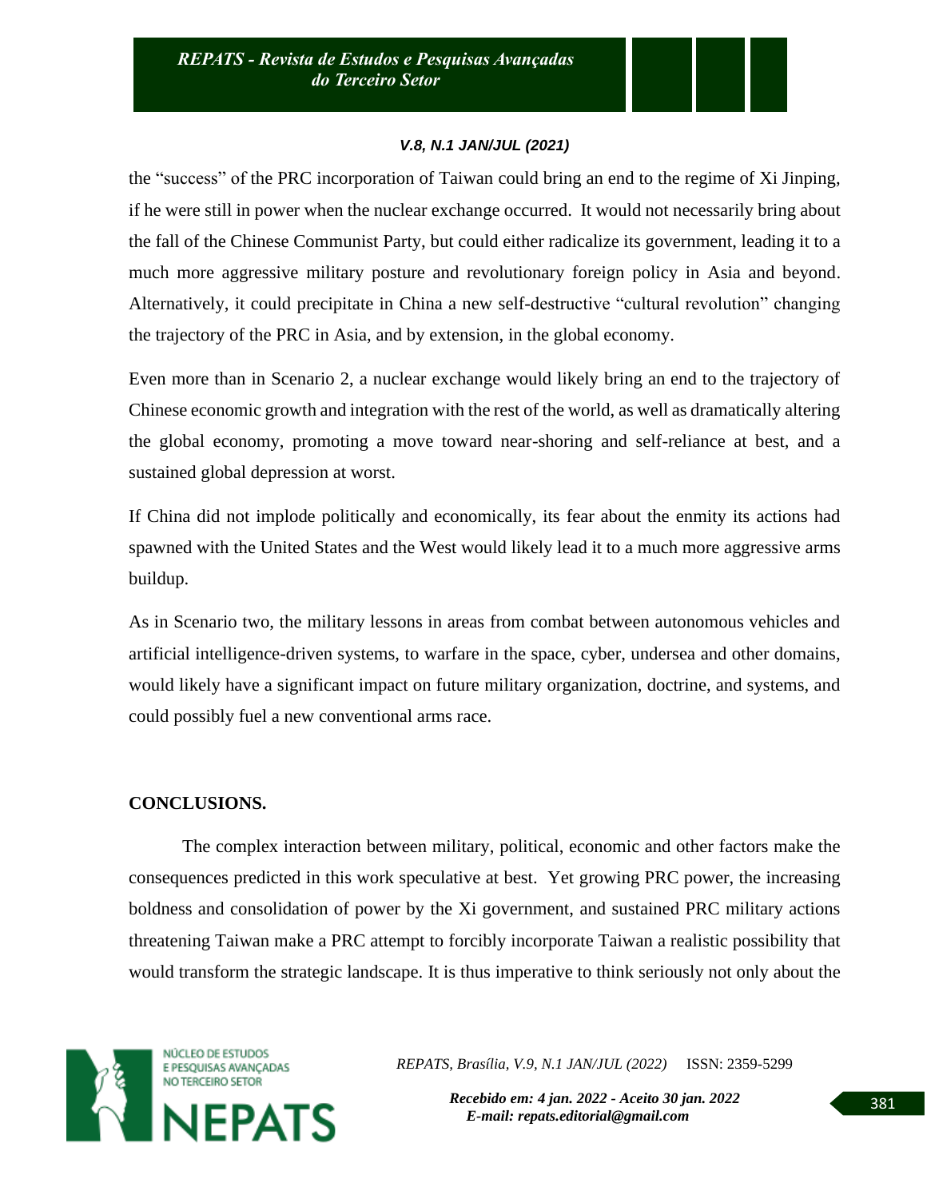the "success" of the PRC incorporation of Taiwan could bring an end to the regime of Xi Jinping, if he were still in power when the nuclear exchange occurred. It would not necessarily bring about the fall of the Chinese Communist Party, but could either radicalize its government, leading it to a much more aggressive military posture and revolutionary foreign policy in Asia and beyond. Alternatively, it could precipitate in China a new self-destructive "cultural revolution" changing the trajectory of the PRC in Asia, and by extension, in the global economy.

Even more than in Scenario 2, a nuclear exchange would likely bring an end to the trajectory of Chinese economic growth and integration with the rest of the world, as well as dramatically altering the global economy, promoting a move toward near-shoring and self-reliance at best, and a sustained global depression at worst.

If China did not implode politically and economically, its fear about the enmity its actions had spawned with the United States and the West would likely lead it to a much more aggressive arms buildup.

As in Scenario two, the military lessons in areas from combat between autonomous vehicles and artificial intelligence-driven systems, to warfare in the space, cyber, undersea and other domains, would likely have a significant impact on future military organization, doctrine, and systems, and could possibly fuel a new conventional arms race.

## CONCLUSIONS.

The complex interaction between military, political, economic and other factors make the consequences predicted in this work speculative at best. Yet growing PRC power, the increasing boldness and consolidation of power by the Xi government, and sustained PRC military actions threatening Taiwan make a PRC attempt to forcibly incorporate Taiwan a realistic possibility that would transform the strategic landscape. It is thus imperative to think seriously not only about the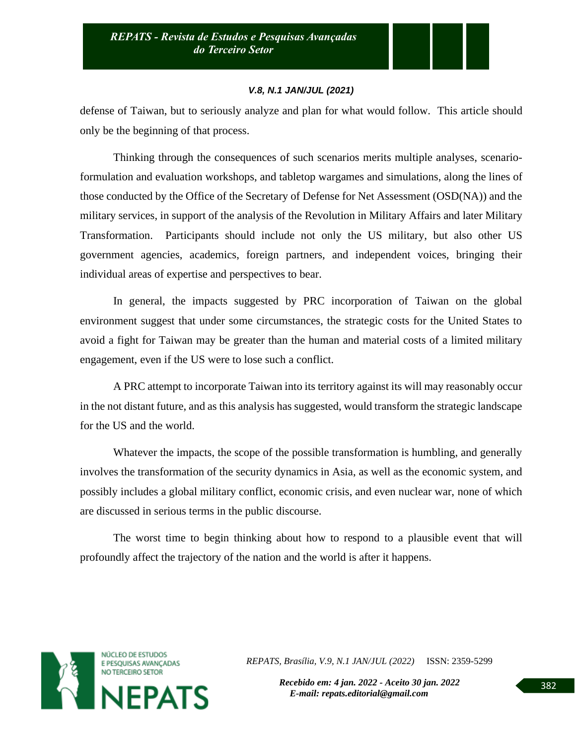defense of Taiwan, but to seriously analyze and plan for what would follow. This article should only be the beginning of that process.

Thinking through the consequences of such scenarios merits multiple analyses, scenario-formulation and evaluation workshops, and tabletop wargames and simulations, along the lines of those conducted by the Office of the Secretary of Defense for Net Assessment (OSD(NA)) and the military services, in support of the analysis of the Revolution in Military Affairs and later Military Transformation. Participants should include not only the US military, but also other US government agencies, academics, foreign partners, and independent voices, bringing their individual areas of expertise and perspectives to bear.

In general, the impacts suggested by PRC incorporation of Taiwan on the global environment suggest that under some circumstances, the strategic costs for the United States to avoid a fight for Taiwan may be greater than the human and material costs of a limited military engagement, even if the US were to lose such a conflict.

A PRC attempt to incorporate Taiwan into its territory against its will may reasonably occur in the not distant future, and as this analysis has suggested, would transform the strategic landscape for the US and the world.

Whatever the impacts, the scope of the possible transformation is humbling, and generally involves the transformation of the security dynamics in Asia, as well as the economic system, and possibly includes a global military conflict, economic crisis, and even nuclear war, none of which are discussed in serious terms in the public discourse.

The worst time to begin thinking about how to respond to a plausible event that will profoundly affect the trajectory of the nation and the world is after it happens.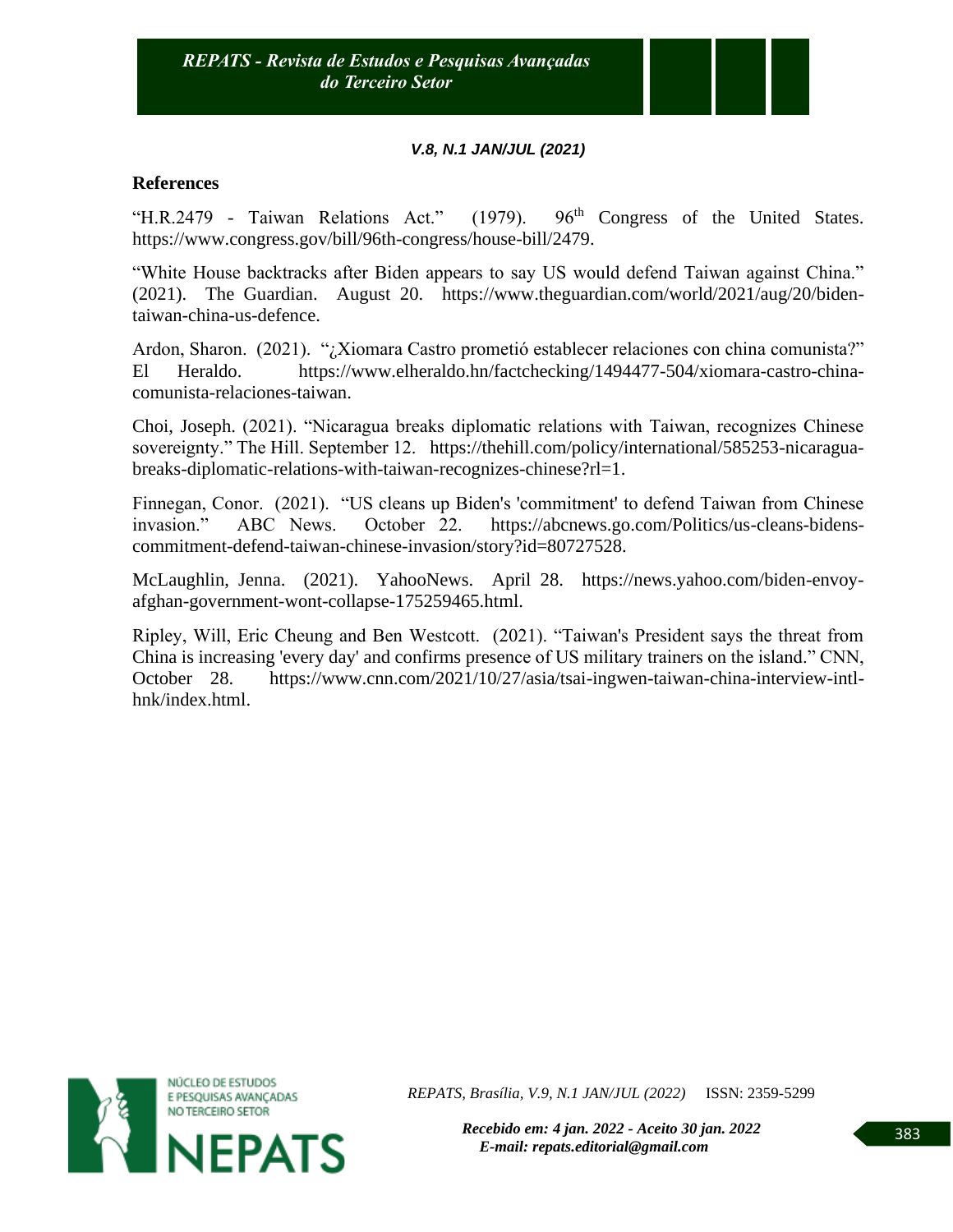## References

"H.R.2479 - Taiwan Relations Act." (1979). 96th Congress of the United States. https://www.congress.gov/bill/96th-congress/house-bill/2479.

"White House backtracks after Biden appears to say US would defend Taiwan against China." (2021). The Guardian. August 20. https://www.theguardian.com/world/2021/aug/20/biden-taiwan-china-us-defence.

Ardon, Sharon. (2021). "¿Xiomara Castro prometió establecer relaciones con china comunista?" El Heraldo. https://www.elheraldo.hn/factchecking/1494477-504/xiomara-castro-china-comunista-relaciones-taiwan.

Choi, Joseph. (2021). "Nicaragua breaks diplomatic relations with Taiwan, recognizes Chinese sovereignty." The Hill. September 12. https://thehill.com/policy/international/585253-nicaragua-breaks-diplomatic-relations-with-taiwan-recognizes-chinese?rl=1.

Finnegan, Conor. (2021). "US cleans up Biden's 'commitment' to defend Taiwan from Chinese invasion." ABC News. October 22. https://abcnews.go.com/Politics/us-cleans-bidens-commitment-defend-taiwan-chinese-invasion/story?id=80727528.

McLaughlin, Jenna. (2021). YahooNews. April 28. https://news.yahoo.com/biden-envoy-afghan-government-wont-collapse-175259465.html.

Ripley, Will, Eric Cheung and Ben Westcott. (2021). "Taiwan's President says the threat from China is increasing 'every day' and confirms presence of US military trainers on the island." CNN, October 28. https://www.cnn.com/2021/10/27/asia/tsai-ingwen-taiwan-china-interview-intl-hnk/index.html.